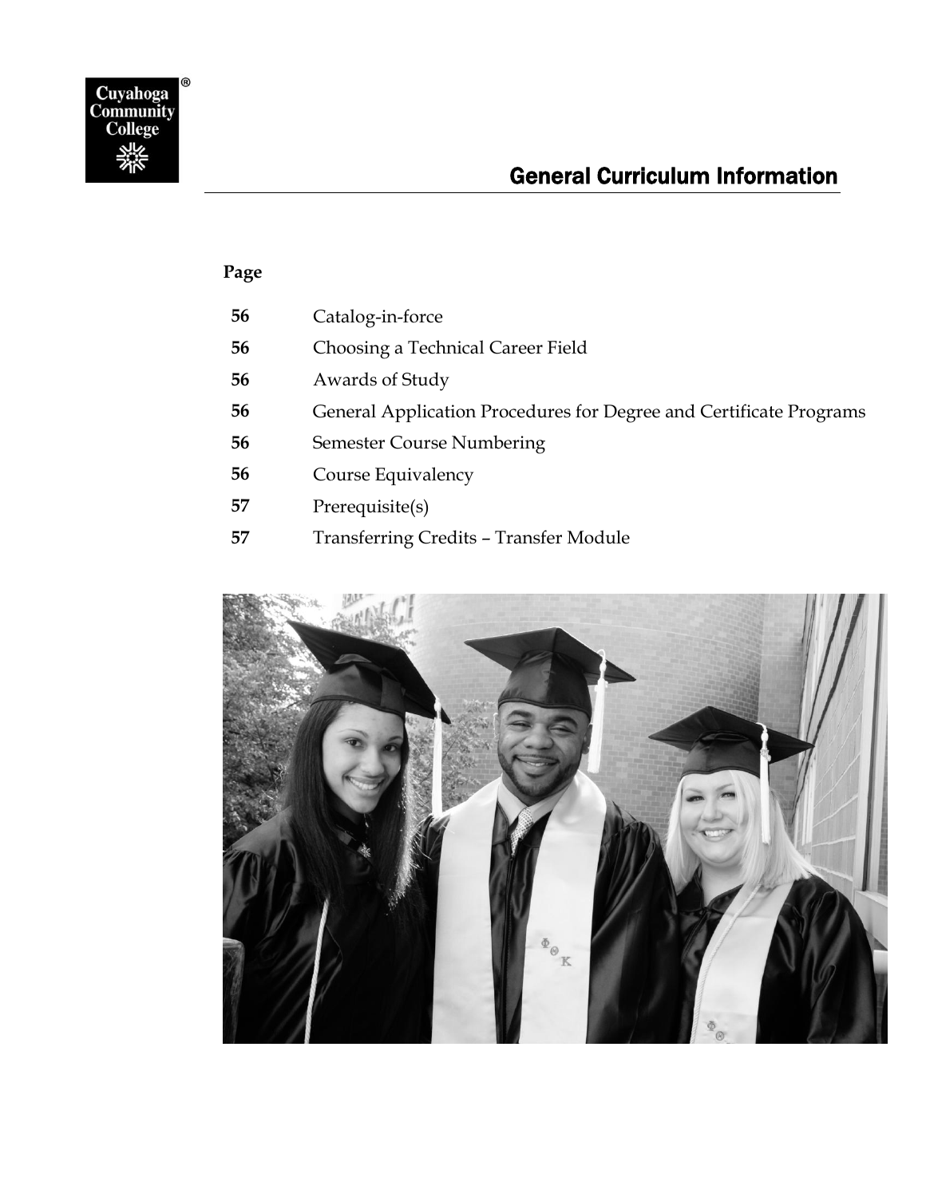Cuyahoga Community College

# General Curriculum Information

| Page | |
| --- | --- |
| 56 | Catalog-in-force |
| 56 | Choosing a Technical Career Field |
| 56 | Awards of Study |
| 56 | General Application Procedures for Degree and Certificate Programs |
| 56 | Semester Course Numbering |
| 56 | Course Equivalency |
| 57 | Prerequisite(s) |
| 57 | Transferring Credits – Transfer Module |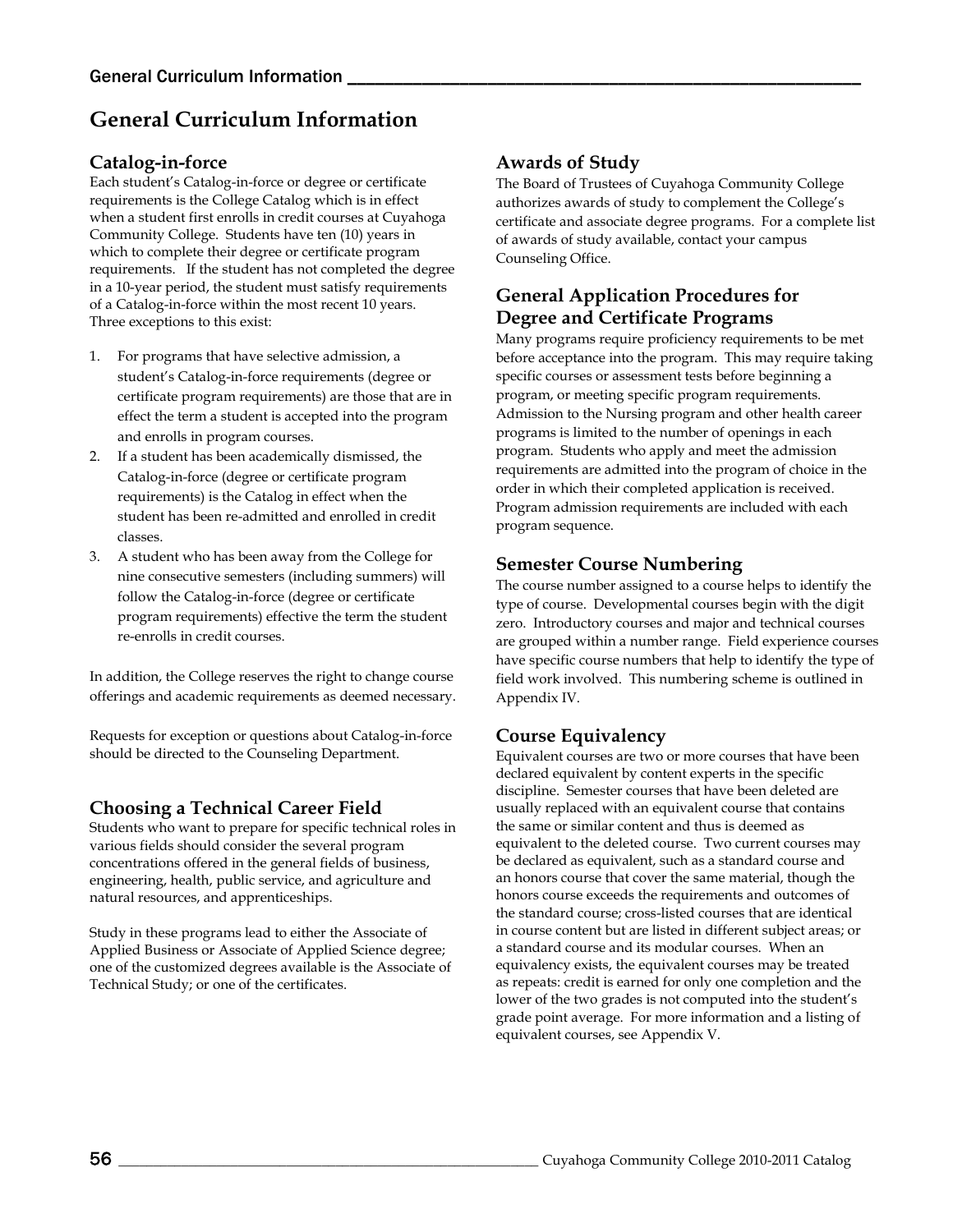# General Curriculum Information

## Catalog-in-force

Each student's Catalog-in-force or degree or certificate requirements is the College Catalog which is in effect when a student first enrolls in credit courses at Cuyahoga Community College. Students have ten (10) years in which to complete their degree or certificate program requirements. If the student has not completed the degree in a 10-year period, the student must satisfy requirements of a Catalog-in-force within the most recent 10 years. Three exceptions to this exist:

1. For programs that have selective admission, a student's Catalog-in-force requirements (degree or certificate program requirements) are those that are in effect the term a student is accepted into the program and enrolls in program courses.
2. If a student has been academically dismissed, the Catalog-in-force (degree or certificate program requirements) is the Catalog in effect when the student has been re-admitted and enrolled in credit classes.
3. A student who has been away from the College for nine consecutive semesters (including summers) will follow the Catalog-in-force (degree or certificate program requirements) effective the term the student re-enrolls in credit courses.

In addition, the College reserves the right to change course offerings and academic requirements as deemed necessary.

Requests for exception or questions about Catalog-in-force should be directed to the Counseling Department.

## Choosing a Technical Career Field

Students who want to prepare for specific technical roles in various fields should consider the several program concentrations offered in the general fields of business, engineering, health, public service, and agriculture and natural resources, and apprenticeships.

Study in these programs lead to either the Associate of Applied Business or Associate of Applied Science degree; one of the customized degrees available is the Associate of Technical Study; or one of the certificates.

## Awards of Study

The Board of Trustees of Cuyahoga Community College authorizes awards of study to complement the College's certificate and associate degree programs. For a complete list of awards of study available, contact your campus Counseling Office.

## General Application Procedures for Degree and Certificate Programs

Many programs require proficiency requirements to be met before acceptance into the program. This may require taking specific courses or assessment tests before beginning a program, or meeting specific program requirements. Admission to the Nursing program and other health career programs is limited to the number of openings in each program. Students who apply and meet the admission requirements are admitted into the program of choice in the order in which their completed application is received. Program admission requirements are included with each program sequence.

## Semester Course Numbering

The course number assigned to a course helps to identify the type of course. Developmental courses begin with the digit zero. Introductory courses and major and technical courses are grouped within a number range. Field experience courses have specific course numbers that help to identify the type of field work involved. This numbering scheme is outlined in Appendix IV.

## Course Equivalency

Equivalent courses are two or more courses that have been declared equivalent by content experts in the specific discipline. Semester courses that have been deleted are usually replaced with an equivalent course that contains the same or similar content and thus is deemed as equivalent to the deleted course. Two current courses may be declared as equivalent, such as a standard course and an honors course that cover the same material, though the honors course exceeds the requirements and outcomes of the standard course; cross-listed courses that are identical in course content but are listed in different subject areas; or a standard course and its modular courses. When an equivalency exists, the equivalent courses may be treated as repeats: credit is earned for only one completion and the lower of the two grades is not computed into the student's grade point average. For more information and a listing of equivalent courses, see Appendix V.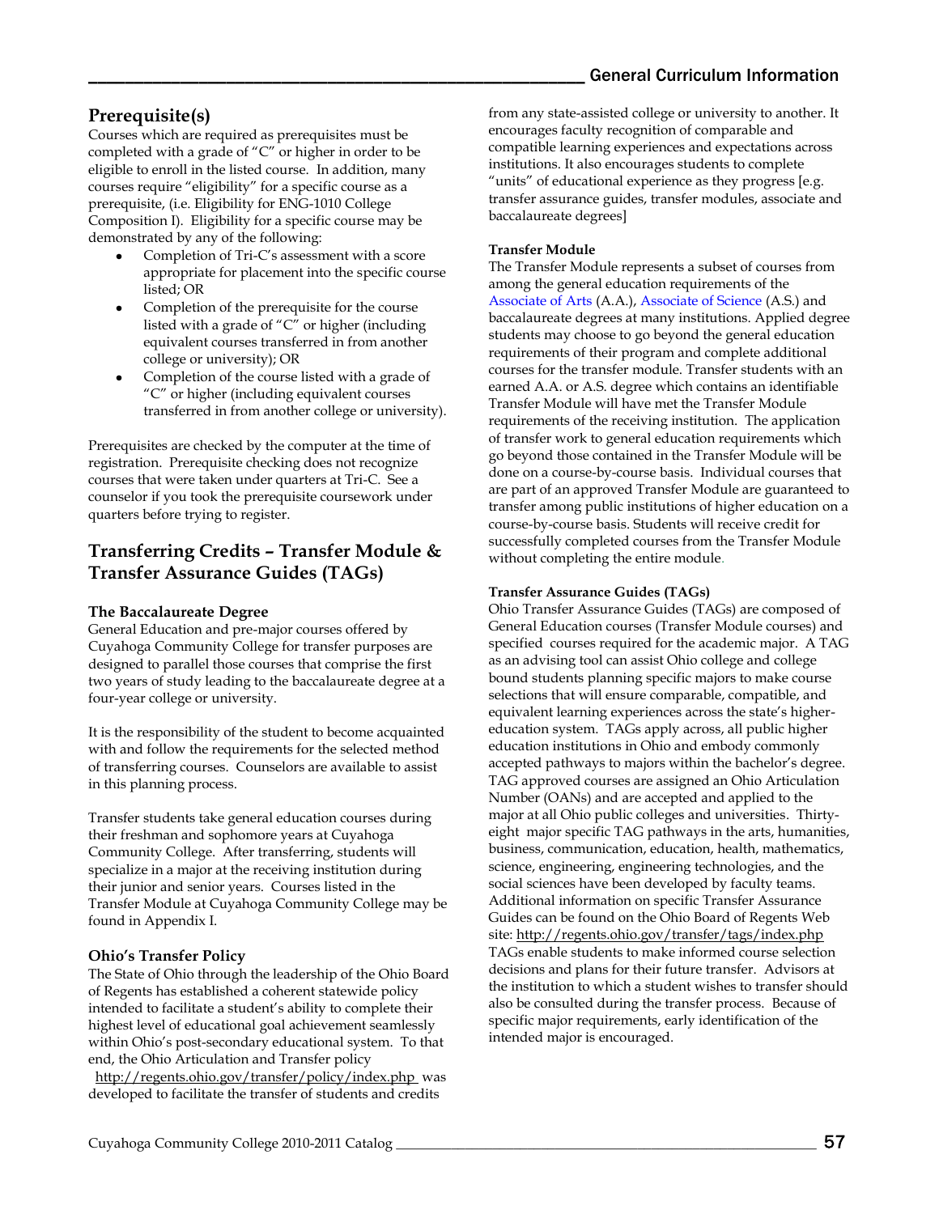## Prerequisite(s)

Courses which are required as prerequisites must be completed with a grade of "C" or higher in order to be eligible to enroll in the listed course. In addition, many courses require "eligibility" for a specific course as a prerequisite, (i.e. Eligibility for ENG-1010 College Composition I). Eligibility for a specific course may be demonstrated by any of the following:

- Completion of Tri-C's assessment with a score appropriate for placement into the specific course listed; OR
- Completion of the prerequisite for the course listed with a grade of "C" or higher (including equivalent courses transferred in from another college or university); OR
- Completion of the course listed with a grade of "C" or higher (including equivalent courses transferred in from another college or university).

Prerequisites are checked by the computer at the time of registration. Prerequisite checking does not recognize courses that were taken under quarters at Tri-C. See a counselor if you took the prerequisite coursework under quarters before trying to register.

## Transferring Credits – Transfer Module & Transfer Assurance Guides (TAGs)

### The Baccalaureate Degree

General Education and pre-major courses offered by Cuyahoga Community College for transfer purposes are designed to parallel those courses that comprise the first two years of study leading to the baccalaureate degree at a four-year college or university.

It is the responsibility of the student to become acquainted with and follow the requirements for the selected method of transferring courses. Counselors are available to assist in this planning process.

Transfer students take general education courses during their freshman and sophomore years at Cuyahoga Community College. After transferring, students will specialize in a major at the receiving institution during their junior and senior years. Courses listed in the Transfer Module at Cuyahoga Community College may be found in Appendix I.

### Ohio's Transfer Policy

The State of Ohio through the leadership of the Ohio Board of Regents has established a coherent statewide policy intended to facilitate a student's ability to complete their highest level of educational goal achievement seamlessly within Ohio's post-secondary educational system. To that end, the Ohio Articulation and Transfer policy http://regents.ohio.gov/transfer/policy/index.php was developed to facilitate the transfer of students and credits from any state-assisted college or university to another. It encourages faculty recognition of comparable and compatible learning experiences and expectations across institutions. It also encourages students to complete "units" of educational experience as they progress [e.g. transfer assurance guides, transfer modules, associate and baccalaureate degrees]

### Transfer Module

The Transfer Module represents a subset of courses from among the general education requirements of the Associate of Arts (A.A.), Associate of Science (A.S.) and baccalaureate degrees at many institutions. Applied degree students may choose to go beyond the general education requirements of their program and complete additional courses for the transfer module. Transfer students with an earned A.A. or A.S. degree which contains an identifiable Transfer Module will have met the Transfer Module requirements of the receiving institution. The application of transfer work to general education requirements which go beyond those contained in the Transfer Module will be done on a course-by-course basis. Individual courses that are part of an approved Transfer Module are guaranteed to transfer among public institutions of higher education on a course-by-course basis. Students will receive credit for successfully completed courses from the Transfer Module without completing the entire module.

### Transfer Assurance Guides (TAGs)

Ohio Transfer Assurance Guides (TAGs) are composed of General Education courses (Transfer Module courses) and specified courses required for the academic major. A TAG as an advising tool can assist Ohio college and college bound students planning specific majors to make course selections that will ensure comparable, compatible, and equivalent learning experiences across the state's higher-education system. TAGs apply across, all public higher education institutions in Ohio and embody commonly accepted pathways to majors within the bachelor's degree. TAG approved courses are assigned an Ohio Articulation Number (OANs) and are accepted and applied to the major at all Ohio public colleges and universities. Thirty-eight major specific TAG pathways in the arts, humanities, business, communication, education, health, mathematics, science, engineering, engineering technologies, and the social sciences have been developed by faculty teams. Additional information on specific Transfer Assurance Guides can be found on the Ohio Board of Regents Web site: http://regents.ohio.gov/transfer/tags/index.php TAGs enable students to make informed course selection decisions and plans for their future transfer. Advisors at the institution to which a student wishes to transfer should also be consulted during the transfer process. Because of specific major requirements, early identification of the intended major is encouraged.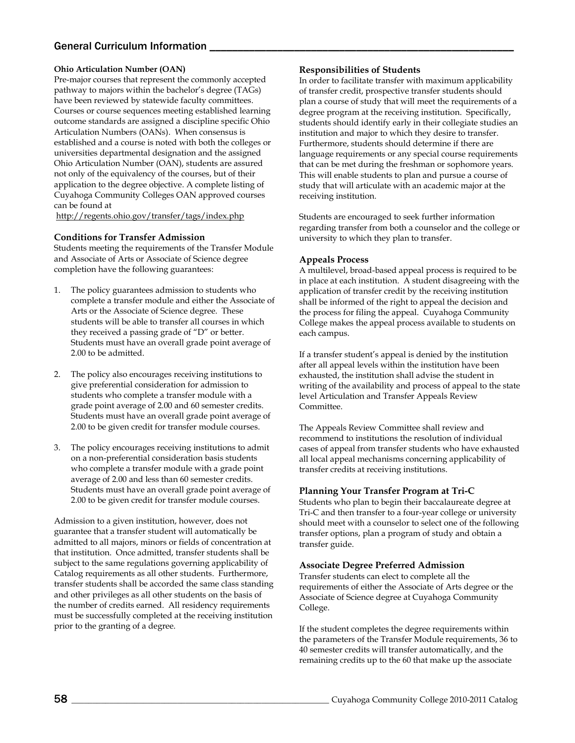**Ohio Articulation Number (OAN)**

Pre-major courses that represent the commonly accepted pathway to majors within the bachelor's degree (TAGs) have been reviewed by statewide faculty committees. Courses or course sequences meeting established learning outcome standards are assigned a discipline specific Ohio Articulation Numbers (OANs). When consensus is established and a course is noted with both the colleges or universities departmental designation and the assigned Ohio Articulation Number (OAN), students are assured not only of the equivalency of the courses, but of their application to the degree objective. A complete listing of Cuyahoga Community Colleges OAN approved courses can be found at http://regents.ohio.gov/transfer/tags/index.php

### Conditions for Transfer Admission

Students meeting the requirements of the Transfer Module and Associate of Arts or Associate of Science degree completion have the following guarantees:

1. The policy guarantees admission to students who complete a transfer module and either the Associate of Arts or the Associate of Science degree. These students will be able to transfer all courses in which they received a passing grade of "D" or better. Students must have an overall grade point average of 2.00 to be admitted.

2. The policy also encourages receiving institutions to give preferential consideration for admission to students who complete a transfer module with a grade point average of 2.00 and 60 semester credits. Students must have an overall grade point average of 2.00 to be given credit for transfer module courses.

3. The policy encourages receiving institutions to admit on a non-preferential consideration basis students who complete a transfer module with a grade point average of 2.00 and less than 60 semester credits. Students must have an overall grade point average of 2.00 to be given credit for transfer module courses.

Admission to a given institution, however, does not guarantee that a transfer student will automatically be admitted to all majors, minors or fields of concentration at that institution. Once admitted, transfer students shall be subject to the same regulations governing applicability of Catalog requirements as all other students. Furthermore, transfer students shall be accorded the same class standing and other privileges as all other students on the basis of the number of credits earned. All residency requirements must be successfully completed at the receiving institution prior to the granting of a degree.

### Responsibilities of Students

In order to facilitate transfer with maximum applicability of transfer credit, prospective transfer students should plan a course of study that will meet the requirements of a degree program at the receiving institution. Specifically, students should identify early in their collegiate studies an institution and major to which they desire to transfer. Furthermore, students should determine if there are language requirements or any special course requirements that can be met during the freshman or sophomore years. This will enable students to plan and pursue a course of study that will articulate with an academic major at the receiving institution.

Students are encouraged to seek further information regarding transfer from both a counselor and the college or university to which they plan to transfer.

### Appeals Process

A multilevel, broad-based appeal process is required to be in place at each institution. A student disagreeing with the application of transfer credit by the receiving institution shall be informed of the right to appeal the decision and the process for filing the appeal. Cuyahoga Community College makes the appeal process available to students on each campus.

If a transfer student's appeal is denied by the institution after all appeal levels within the institution have been exhausted, the institution shall advise the student in writing of the availability and process of appeal to the state level Articulation and Transfer Appeals Review Committee.

The Appeals Review Committee shall review and recommend to institutions the resolution of individual cases of appeal from transfer students who have exhausted all local appeal mechanisms concerning applicability of transfer credits at receiving institutions.

### Planning Your Transfer Program at Tri-C

Students who plan to begin their baccalaureate degree at Tri-C and then transfer to a four-year college or university should meet with a counselor to select one of the following transfer options, plan a program of study and obtain a transfer guide.

### Associate Degree Preferred Admission

Transfer students can elect to complete all the requirements of either the Associate of Arts degree or the Associate of Science degree at Cuyahoga Community College.

If the student completes the degree requirements within the parameters of the Transfer Module requirements, 36 to 40 semester credits will transfer automatically, and the remaining credits up to the 60 that make up the associate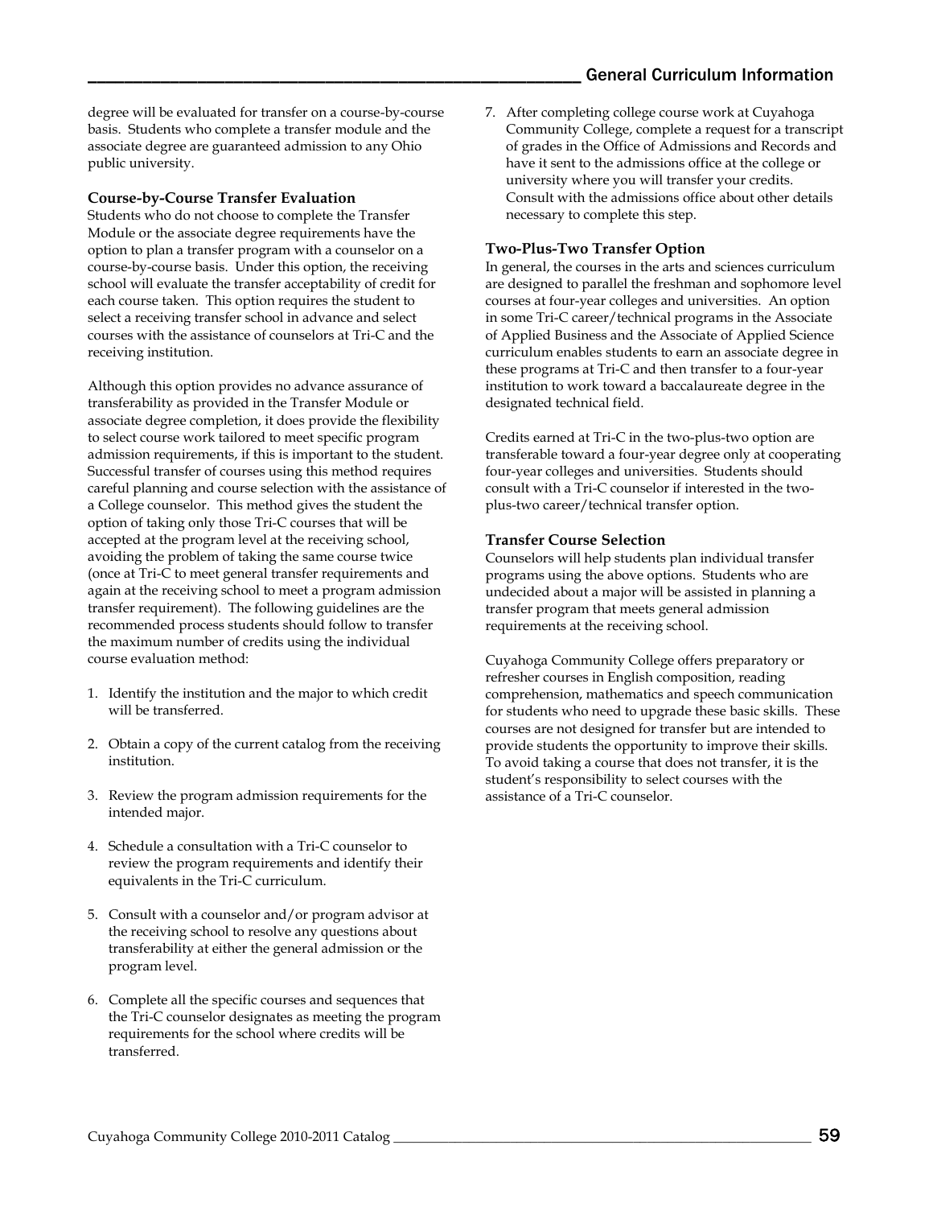degree will be evaluated for transfer on a course-by-course basis. Students who complete a transfer module and the associate degree are guaranteed admission to any Ohio public university.

### Course-by-Course Transfer Evaluation

Students who do not choose to complete the Transfer Module or the associate degree requirements have the option to plan a transfer program with a counselor on a course-by-course basis. Under this option, the receiving school will evaluate the transfer acceptability of credit for each course taken. This option requires the student to select a receiving transfer school in advance and select courses with the assistance of counselors at Tri-C and the receiving institution.

Although this option provides no advance assurance of transferability as provided in the Transfer Module or associate degree completion, it does provide the flexibility to select course work tailored to meet specific program admission requirements, if this is important to the student. Successful transfer of courses using this method requires careful planning and course selection with the assistance of a College counselor. This method gives the student the option of taking only those Tri-C courses that will be accepted at the program level at the receiving school, avoiding the problem of taking the same course twice (once at Tri-C to meet general transfer requirements and again at the receiving school to meet a program admission transfer requirement). The following guidelines are the recommended process students should follow to transfer the maximum number of credits using the individual course evaluation method:

1. Identify the institution and the major to which credit will be transferred.
2. Obtain a copy of the current catalog from the receiving institution.
3. Review the program admission requirements for the intended major.
4. Schedule a consultation with a Tri-C counselor to review the program requirements and identify their equivalents in the Tri-C curriculum.
5. Consult with a counselor and/or program advisor at the receiving school to resolve any questions about transferability at either the general admission or the program level.
6. Complete all the specific courses and sequences that the Tri-C counselor designates as meeting the program requirements for the school where credits will be transferred.
7. After completing college course work at Cuyahoga Community College, complete a request for a transcript of grades in the Office of Admissions and Records and have it sent to the admissions office at the college or university where you will transfer your credits. Consult with the admissions office about other details necessary to complete this step.

### Two-Plus-Two Transfer Option

In general, the courses in the arts and sciences curriculum are designed to parallel the freshman and sophomore level courses at four-year colleges and universities. An option in some Tri-C career/technical programs in the Associate of Applied Business and the Associate of Applied Science curriculum enables students to earn an associate degree in these programs at Tri-C and then transfer to a four-year institution to work toward a baccalaureate degree in the designated technical field.

Credits earned at Tri-C in the two-plus-two option are transferable toward a four-year degree only at cooperating four-year colleges and universities. Students should consult with a Tri-C counselor if interested in the two-plus-two career/technical transfer option.

### Transfer Course Selection

Counselors will help students plan individual transfer programs using the above options. Students who are undecided about a major will be assisted in planning a transfer program that meets general admission requirements at the receiving school.

Cuyahoga Community College offers preparatory or refresher courses in English composition, reading comprehension, mathematics and speech communication for students who need to upgrade these basic skills. These courses are not designed for transfer but are intended to provide students the opportunity to improve their skills. To avoid taking a course that does not transfer, it is the student's responsibility to select courses with the assistance of a Tri-C counselor.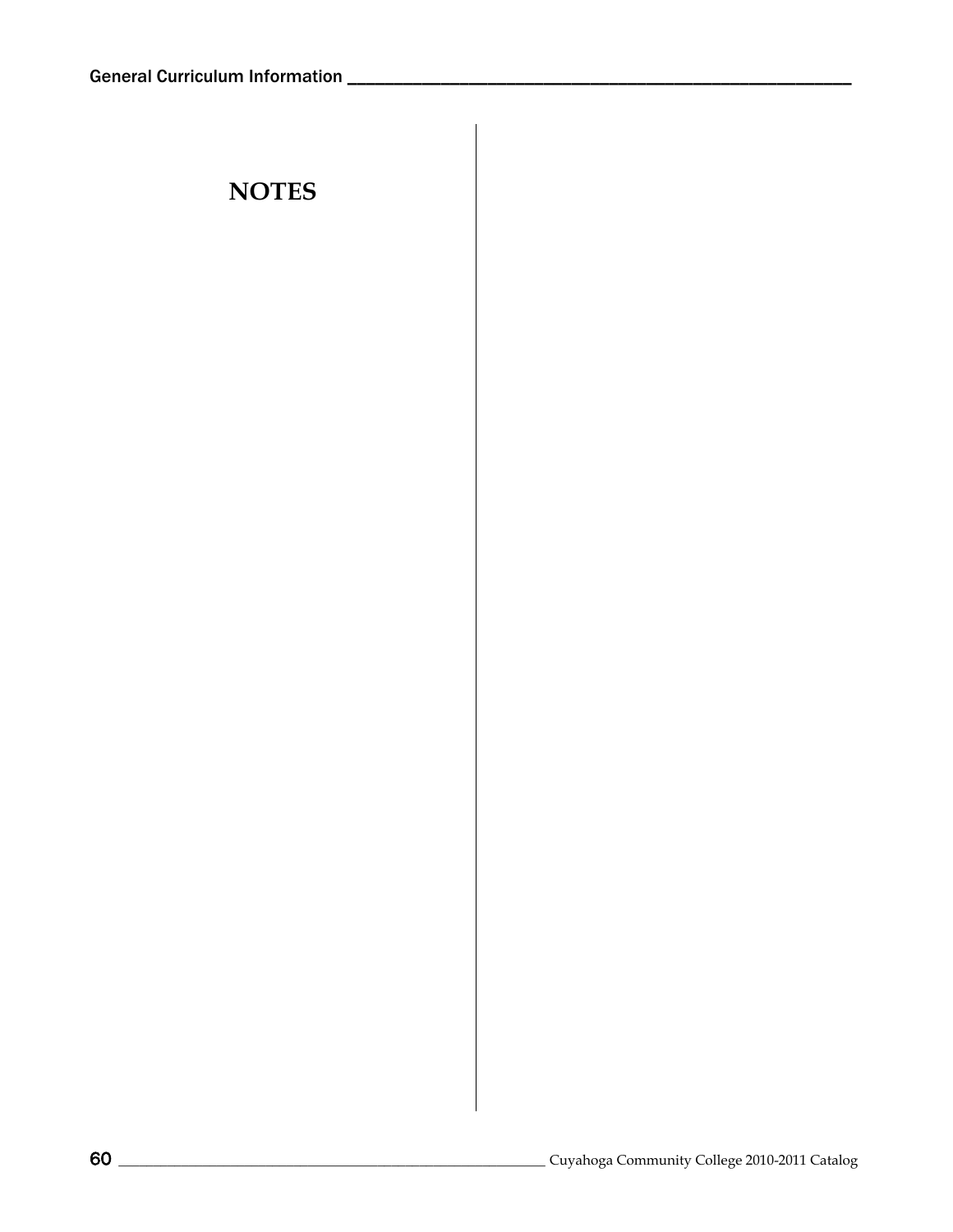## NOTES